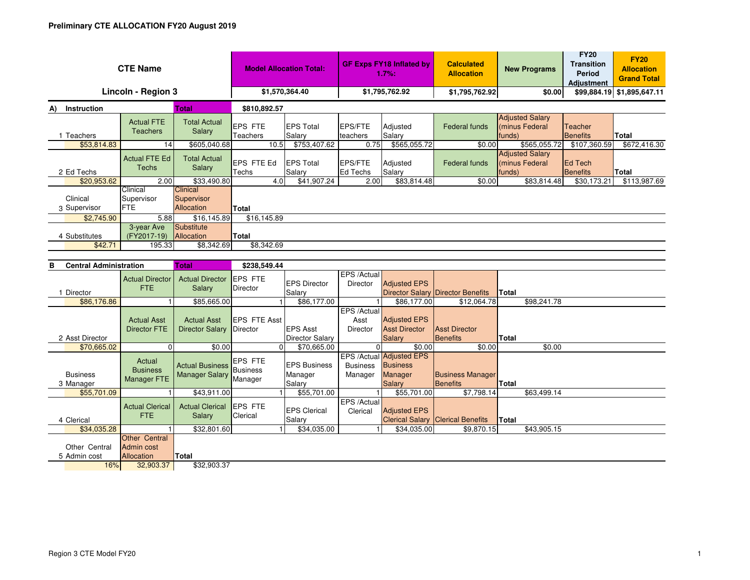**Preliminary CTE ALLOCATION FY20 August 2019**

| CTE Name | Model Allocation Total: | GF Exps FY18 Inflated by 1.7%: | Calculated Allocation | New Programs | FY20 Transition Period Adjustment | FY20 Allocation Grand Total |
|---|---|---|---|---|---|---|
| Lincoln - Region 3 | $1,570,364.40 | $1,795,762.92 | $1,795,762.92 | $0.00 | $99,884.19 | $1,895,647.11 |

**A) Instruction** — Total: $810,892.57

| 1 Teachers | Actual FTE Teachers | Total Actual Salary | EPS FTE Teachers | EPS Total Salary | EPS/FTE teachers | Adjusted Salary | Federal funds | Adjusted Salary (minus Federal funds) | Teacher Benefits | Total |
|---|---|---|---|---|---|---|---|---|---|---|
| $53,814.83 | 14 | $605,040.68 | 10.5 | $753,407.62 | 0.75 | $565,055.72 | $0.00 | $565,055.72 | $107,360.59 | $672,416.30 |

| 2 Ed Techs | Actual FTE Ed Techs | Total Actual Salary | EPS FTE Ed Techs | EPS Total Salary | EPS/FTE Ed Techs | Adjusted Salary | Federal funds | Adjusted Salary (minus Federal funds) | Ed Tech Benefits | Total |
|---|---|---|---|---|---|---|---|---|---|---|
| $20,953.62 | 2.00 | $33,490.80 | 4.0 | $41,907.24 | 2.00 | $83,814.48 | $0.00 | $83,814.48 | $30,173.21 | $113,987.69 |

| 3 Clinical Supervisor | Clinical Supervisor FTE | Clinical Supervisor Allocation | Total |
|---|---|---|---|
| $2,745.90 | 5.88 | $16,145.89 | $16,145.89 |

| 4 Substitutes | 3-year Ave (FY2017-19) | Substitute Allocation | Total |
|---|---|---|---|
| $42.71 | 195.33 | $8,342.69 | $8,342.69 |

**B Central Administration** — Total: $238,549.44

| 1 Director | Actual Director FTE | Actual Director Salary | EPS FTE Director | EPS Director Salary | EPS /Actual Director | Adjusted EPS Director Salary | Director Benefits | Total |
|---|---|---|---|---|---|---|---|---|
| $86,176.86 | 1 | $85,665.00 | 1 | $86,177.00 | 1 | $86,177.00 | $12,064.78 | $98,241.78 |

| 2 Asst Director | Actual Asst Director FTE | Actual Asst Director Salary | EPS FTE Asst Director | EPS Asst Director Salary | EPS /Actual Asst Director | Adjusted EPS Asst Director Salary | Asst Director Benefits | Total |
|---|---|---|---|---|---|---|---|---|
| $70,665.02 | 0 | $0.00 | 0 | $70,665.00 | 0 | $0.00 | $0.00 | $0.00 |

| 3 Business Manager | Actual Business Manager FTE | Actual Business Manager Salary | EPS FTE Business Manager | EPS Business Manager Salary | EPS /Actual Business Manager | Adjusted EPS Business Manager Salary | Business Manager Benefits | Total |
|---|---|---|---|---|---|---|---|---|
| $55,701.09 | 1 | $43,911.00 | 1 | $55,701.00 | 1 | $55,701.00 | $7,798.14 | $63,499.14 |

| 4 Clerical | Actual Clerical FTE | Actual Clerical Salary | EPS FTE Clerical | EPS Clerical Salary | EPS /Actual Clerical | Adjusted EPS Clerical Salary | Clerical Benefits | Total |
|---|---|---|---|---|---|---|---|---|
| $34,035.28 | 1 | $32,801.60 | 1 | $34,035.00 | 1 | $34,035.00 | $9,870.15 | $43,905.15 |

| 5 Other Central Admin cost | Other Central Admin cost Allocation | Total |
|---|---|---|
| 16% | 32,903.37 | $32,903.37 |

Region 3 CTE Model FY20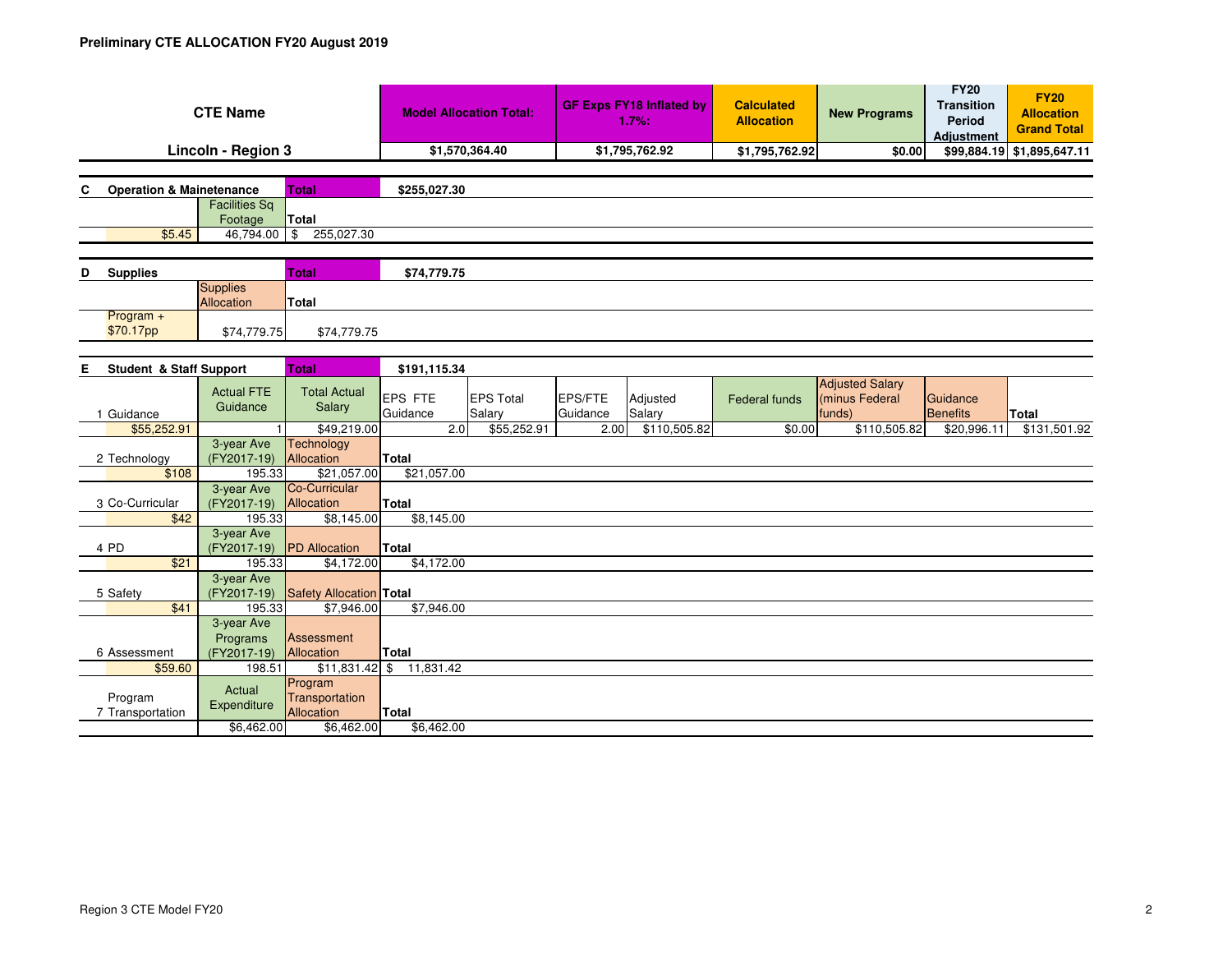**Preliminary CTE ALLOCATION FY20 August 2019**

| CTE Name | Model Allocation Total: | GF Exps FY18 Inflated by 1.7%: | Calculated Allocation | New Programs | FY20 Transition Period Adjustment | FY20 Allocation Grand Total |
|---|---|---|---|---|---|---|
| Lincoln - Region 3 | $1,570,364.40 | $1,795,762.92 | $1,795,762.92 | $0.00 | $99,884.19 | $1,895,647.11 |

| C | Operation & Mainetenance | | Total | $255,027.30 |
|---|---|---|---|---|
| | | Facilities Sq Footage | Total | |
| | $5.45 | 46,794.00 | $ 255,027.30 | |

| D | Supplies | | Total | $74,779.75 |
|---|---|---|---|---|
| | | Supplies Allocation | Total | |
| | Program + $70.17pp | $74,779.75 | $74,779.75 | |

| E | Student & Staff Support | | Total | $191,115.34 | | | | | | | |
|---|---|---|---|---|---|---|---|---|---|---|---|
| | 1 Guidance | Actual FTE Guidance | Total Actual Salary | EPS FTE Guidance | EPS Total Salary | EPS/FTE Guidance | Adjusted Salary | Federal funds | Adjusted Salary (minus Federal funds) | Guidance Benefits | Total |
| | $55,252.91 | 1 | $49,219.00 | 2.0 | $55,252.91 | 2.00 | $110,505.82 | $0.00 | $110,505.82 | $20,996.11 | $131,501.92 |
| | 2 Technology | 3-year Ave (FY2017-19) | Technology Allocation | Total | | | | | | | |
| | $108 | 195.33 | $21,057.00 | $21,057.00 | | | | | | | |
| | 3 Co-Curricular | 3-year Ave (FY2017-19) | Co-Curricular Allocation | Total | | | | | | | |
| | $42 | 195.33 | $8,145.00 | $8,145.00 | | | | | | | |
| | 4 PD | 3-year Ave (FY2017-19) | PD Allocation | Total | | | | | | | |
| | $21 | 195.33 | $4,172.00 | $4,172.00 | | | | | | | |
| | 5 Safety | 3-year Ave (FY2017-19) | Safety Allocation | Total | | | | | | | |
| | $41 | 195.33 | $7,946.00 | $7,946.00 | | | | | | | |
| | 6 Assessment | 3-year Ave Programs (FY2017-19) | Assessment Allocation | Total | | | | | | | |
| | $59.60 | 198.51 | $11,831.42 | $ 11,831.42 | | | | | | | |
| | 7 Program Transportation | Actual Expenditure | Program Transportation Allocation | Total | | | | | | | |
| | | $6,462.00 | $6,462.00 | $6,462.00 | | | | | | | |

Region 3 CTE Model FY20